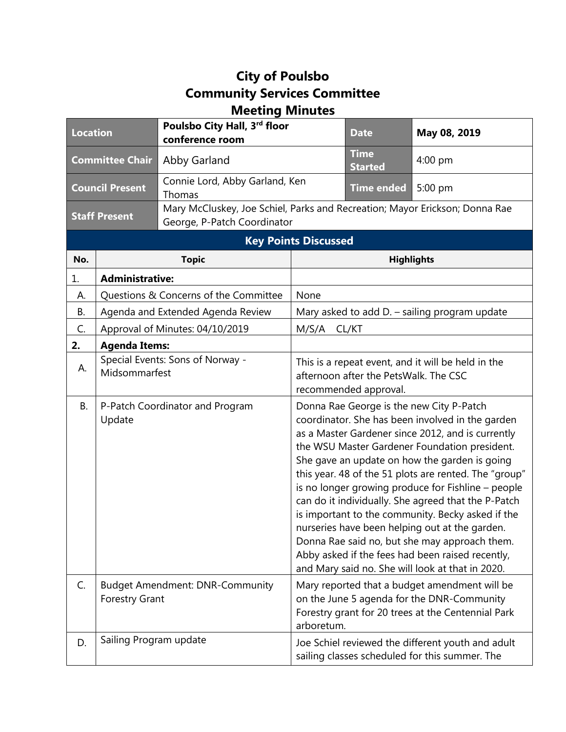# City of Poulsbo
# Community Services Committee
# Meeting Minutes

| Location | Poulsbo City Hall, 3rd floor conference room | Date | May 08, 2019 |
|---|---|---|---|
| Committee Chair | Abby Garland | Time Started | 4:00 pm |
| Council Present | Connie Lord, Abby Garland, Ken Thomas | Time ended | 5:00 pm |
| Staff Present | Mary McCluskey, Joe Schiel, Parks and Recreation; Mayor Erickson; Donna Rae George, P-Patch Coordinator | | |

## Key Points Discussed

| No. | Topic | Highlights |
|---|---|---|
| 1. | **Administrative:** | |
| A. | Questions & Concerns of the Committee | None |
| B. | Agenda and Extended Agenda Review | Mary asked to add D. – sailing program update |
| C. | Approval of Minutes: 04/10/2019 | M/S/A CL/KT |
| **2.** | **Agenda Items:** | |
| A. | Special Events: Sons of Norway - Midsommarfest | This is a repeat event, and it will be held in the afternoon after the PetsWalk. The CSC recommended approval. |
| B. | P-Patch Coordinator and Program Update | Donna Rae George is the new City P-Patch coordinator. She has been involved in the garden as a Master Gardener since 2012, and is currently the WSU Master Gardener Foundation president. She gave an update on how the garden is going this year. 48 of the 51 plots are rented. The "group" is no longer growing produce for Fishline – people can do it individually. She agreed that the P-Patch is important to the community. Becky asked if the nurseries have been helping out at the garden. Donna Rae said no, but she may approach them. Abby asked if the fees had been raised recently, and Mary said no. She will look at that in 2020. |
| C. | Budget Amendment: DNR-Community Forestry Grant | Mary reported that a budget amendment will be on the June 5 agenda for the DNR-Community Forestry grant for 20 trees at the Centennial Park arboretum. |
| D. | Sailing Program update | Joe Schiel reviewed the different youth and adult sailing classes scheduled for this summer. The |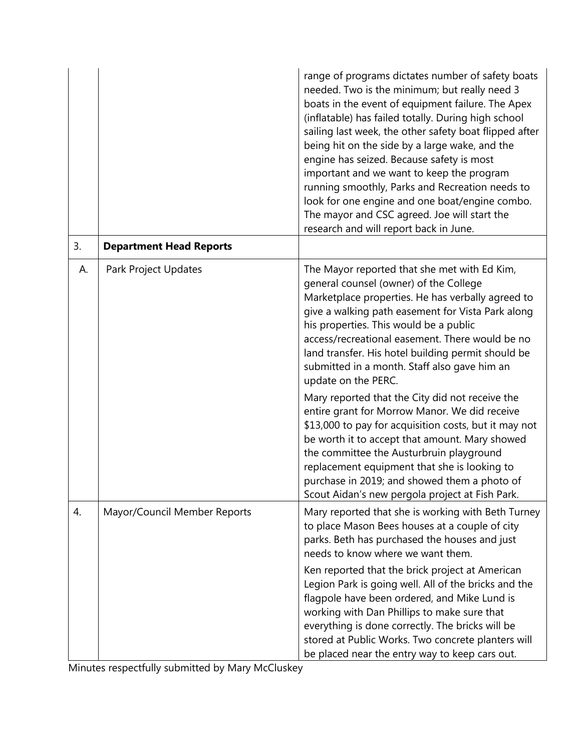| | | |
|---|---|---|
| | | range of programs dictates number of safety boats needed. Two is the minimum; but really need 3 boats in the event of equipment failure. The Apex (inflatable) has failed totally. During high school sailing last week, the other safety boat flipped after being hit on the side by a large wake, and the engine has seized. Because safety is most important and we want to keep the program running smoothly, Parks and Recreation needs to look for one engine and one boat/engine combo. The mayor and CSC agreed. Joe will start the research and will report back in June. |
| 3. | **Department Head Reports** | |
| A. | Park Project Updates | The Mayor reported that she met with Ed Kim, general counsel (owner) of the College Marketplace properties. He has verbally agreed to give a walking path easement for Vista Park along his properties. This would be a public access/recreational easement. There would be no land transfer. His hotel building permit should be submitted in a month. Staff also gave him an update on the PERC.<br><br>Mary reported that the City did not receive the entire grant for Morrow Manor. We did receive $13,000 to pay for acquisition costs, but it may not be worth it to accept that amount. Mary showed the committee the Austurbruin playground replacement equipment that she is looking to purchase in 2019; and showed them a photo of Scout Aidan's new pergola project at Fish Park. |
| 4. | Mayor/Council Member Reports | Mary reported that she is working with Beth Turney to place Mason Bees houses at a couple of city parks. Beth has purchased the houses and just needs to know where we want them.<br><br>Ken reported that the brick project at American Legion Park is going well. All of the bricks and the flagpole have been ordered, and Mike Lund is working with Dan Phillips to make sure that everything is done correctly. The bricks will be stored at Public Works. Two concrete planters will be placed near the entry way to keep cars out. |

Minutes respectfully submitted by Mary McCluskey